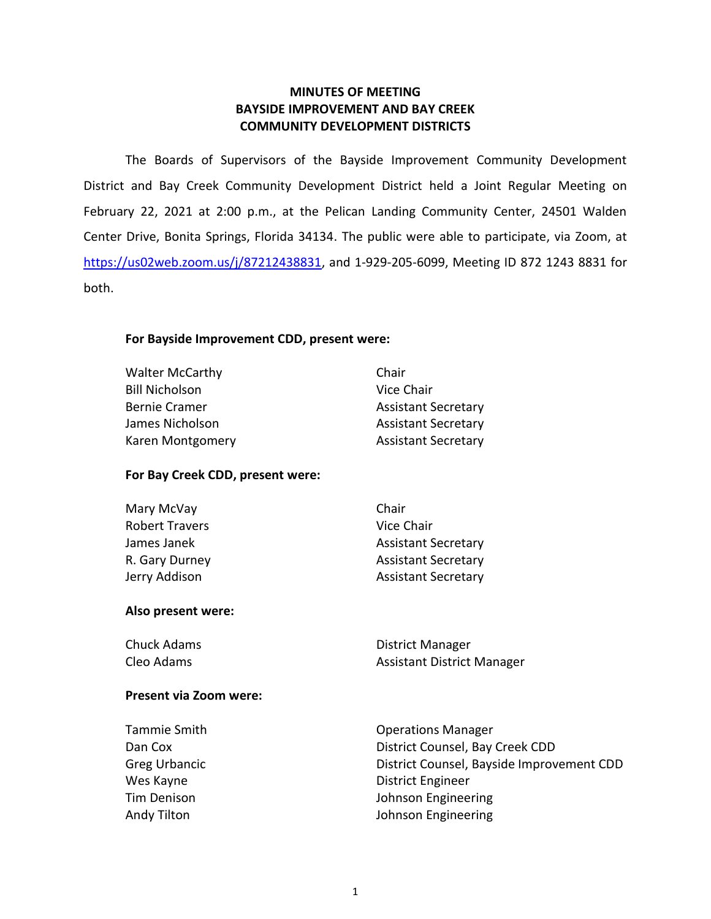# MINUTES OF MEETING
# BAYSIDE IMPROVEMENT AND BAY CREEK
# COMMUNITY DEVELOPMENT DISTRICTS

The Boards of Supervisors of the Bayside Improvement Community Development District and Bay Creek Community Development District held a Joint Regular Meeting on February 22, 2021 at 2:00 p.m., at the Pelican Landing Community Center, 24501 Walden Center Drive, Bonita Springs, Florida 34134. The public were able to participate, via Zoom, at https://us02web.zoom.us/j/87212438831, and 1-929-205-6099, Meeting ID 872 1243 8831 for both.

**For Bayside Improvement CDD, present were:**

| | |
|---|---|
| Walter McCarthy | Chair |
| Bill Nicholson | Vice Chair |
| Bernie Cramer | Assistant Secretary |
| James Nicholson | Assistant Secretary |
| Karen Montgomery | Assistant Secretary |

**For Bay Creek CDD, present were:**

| | |
|---|---|
| Mary McVay | Chair |
| Robert Travers | Vice Chair |
| James Janek | Assistant Secretary |
| R. Gary Durney | Assistant Secretary |
| Jerry Addison | Assistant Secretary |

**Also present were:**

| | |
|---|---|
| Chuck Adams | District Manager |
| Cleo Adams | Assistant District Manager |

**Present via Zoom were:**

| | |
|---|---|
| Tammie Smith | Operations Manager |
| Dan Cox | District Counsel, Bay Creek CDD |
| Greg Urbancic | District Counsel, Bayside Improvement CDD |
| Wes Kayne | District Engineer |
| Tim Denison | Johnson Engineering |
| Andy Tilton | Johnson Engineering |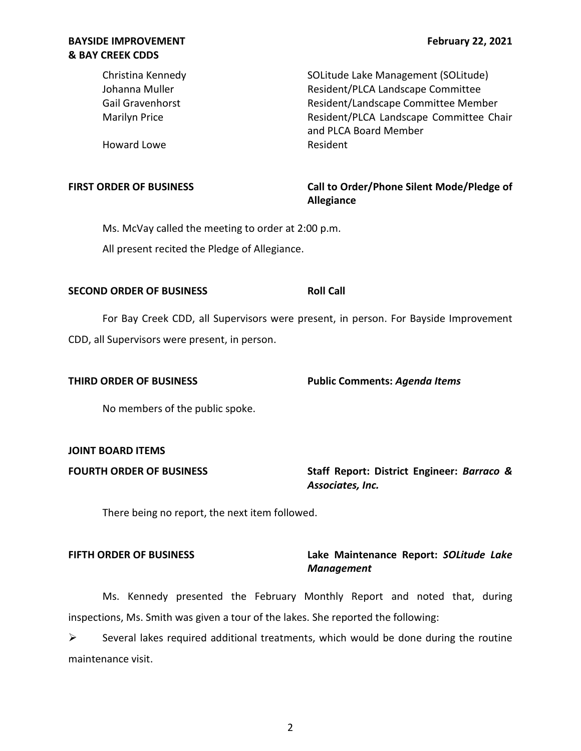| | |
|---|---|
| Christina Kennedy | SOLitude Lake Management (SOLitude) |
| Johanna Muller | Resident/PLCA Landscape Committee |
| Gail Gravenhorst | Resident/Landscape Committee Member |
| Marilyn Price | Resident/PLCA Landscape Committee Chair and PLCA Board Member |
| Howard Lowe | Resident |

**FIRST ORDER OF BUSINESS** **Call to Order/Phone Silent Mode/Pledge of Allegiance**

Ms. McVay called the meeting to order at 2:00 p.m.

All present recited the Pledge of Allegiance.

**SECOND ORDER OF BUSINESS** **Roll Call**

For Bay Creek CDD, all Supervisors were present, in person. For Bayside Improvement CDD, all Supervisors were present, in person.

**THIRD ORDER OF BUSINESS** **Public Comments:** ***Agenda Items***

No members of the public spoke.

**JOINT BOARD ITEMS**

**FOURTH ORDER OF BUSINESS** **Staff Report: District Engineer:** ***Barraco & Associates, Inc.***

There being no report, the next item followed.

**FIFTH ORDER OF BUSINESS** **Lake Maintenance Report:** ***SOLitude Lake Management***

Ms. Kennedy presented the February Monthly Report and noted that, during inspections, Ms. Smith was given a tour of the lakes. She reported the following:

- Several lakes required additional treatments, which would be done during the routine maintenance visit.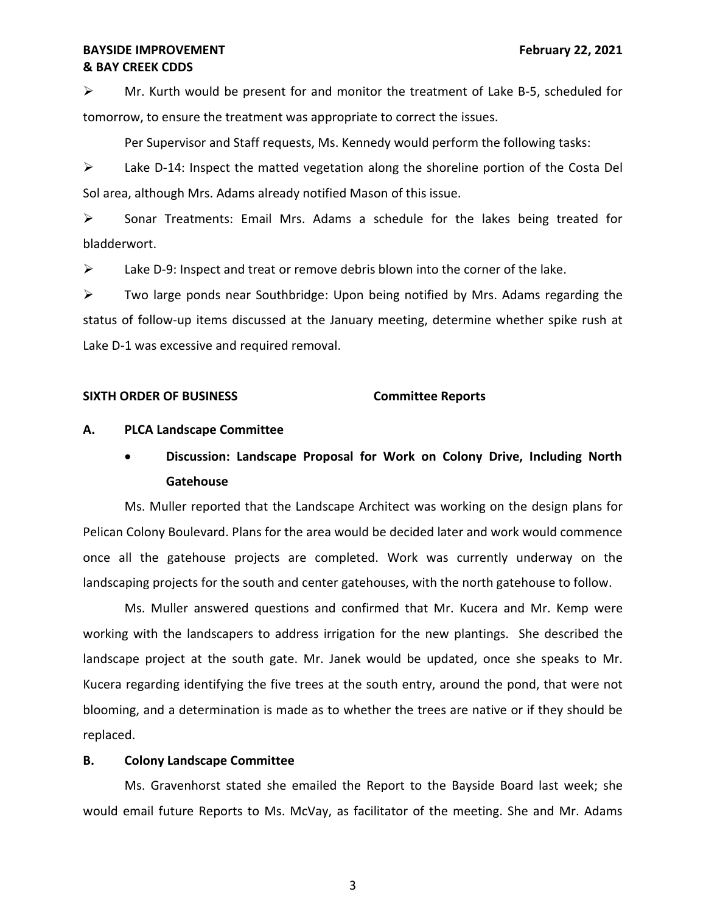- Mr. Kurth would be present for and monitor the treatment of Lake B-5, scheduled for tomorrow, to ensure the treatment was appropriate to correct the issues.

Per Supervisor and Staff requests, Ms. Kennedy would perform the following tasks:

- Lake D-14: Inspect the matted vegetation along the shoreline portion of the Costa Del Sol area, although Mrs. Adams already notified Mason of this issue.
- Sonar Treatments: Email Mrs. Adams a schedule for the lakes being treated for bladderwort.
- Lake D-9: Inspect and treat or remove debris blown into the corner of the lake.
- Two large ponds near Southbridge: Upon being notified by Mrs. Adams regarding the status of follow-up items discussed at the January meeting, determine whether spike rush at Lake D-1 was excessive and required removal.

**SIXTH ORDER OF BUSINESS** **Committee Reports**

**A. PLCA Landscape Committee**

- **Discussion: Landscape Proposal for Work on Colony Drive, Including North Gatehouse**

Ms. Muller reported that the Landscape Architect was working on the design plans for Pelican Colony Boulevard. Plans for the area would be decided later and work would commence once all the gatehouse projects are completed. Work was currently underway on the landscaping projects for the south and center gatehouses, with the north gatehouse to follow.

Ms. Muller answered questions and confirmed that Mr. Kucera and Mr. Kemp were working with the landscapers to address irrigation for the new plantings. She described the landscape project at the south gate. Mr. Janek would be updated, once she speaks to Mr. Kucera regarding identifying the five trees at the south entry, around the pond, that were not blooming, and a determination is made as to whether the trees are native or if they should be replaced.

**B. Colony Landscape Committee**

Ms. Gravenhorst stated she emailed the Report to the Bayside Board last week; she would email future Reports to Ms. McVay, as facilitator of the meeting. She and Mr. Adams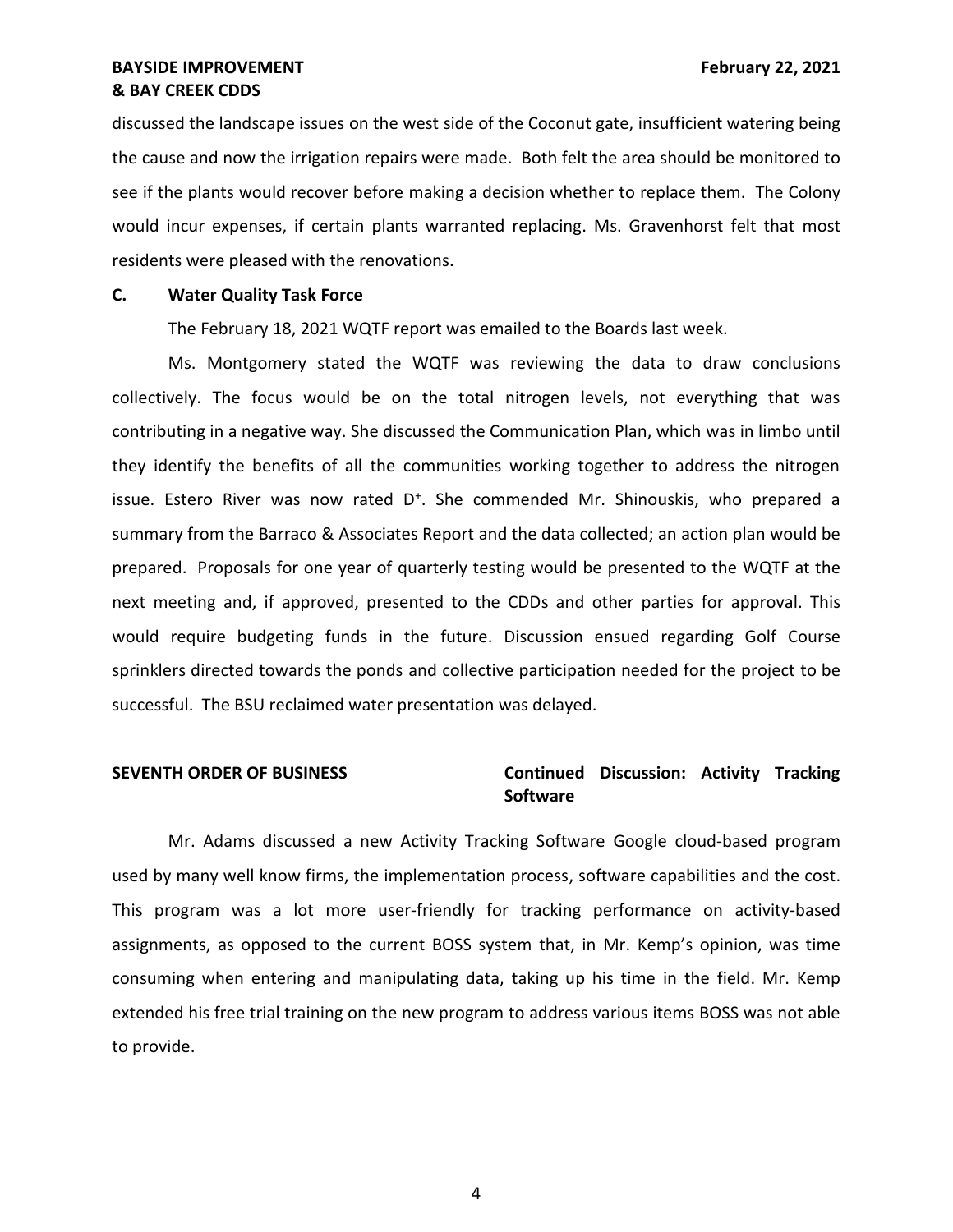discussed the landscape issues on the west side of the Coconut gate, insufficient watering being the cause and now the irrigation repairs were made. Both felt the area should be monitored to see if the plants would recover before making a decision whether to replace them. The Colony would incur expenses, if certain plants warranted replacing. Ms. Gravenhorst felt that most residents were pleased with the renovations.

### C. Water Quality Task Force

The February 18, 2021 WQTF report was emailed to the Boards last week.

Ms. Montgomery stated the WQTF was reviewing the data to draw conclusions collectively. The focus would be on the total nitrogen levels, not everything that was contributing in a negative way. She discussed the Communication Plan, which was in limbo until they identify the benefits of all the communities working together to address the nitrogen issue. Estero River was now rated D+. She commended Mr. Shinouskis, who prepared a summary from the Barraco & Associates Report and the data collected; an action plan would be prepared. Proposals for one year of quarterly testing would be presented to the WQTF at the next meeting and, if approved, presented to the CDDs and other parties for approval. This would require budgeting funds in the future. Discussion ensued regarding Golf Course sprinklers directed towards the ponds and collective participation needed for the project to be successful. The BSU reclaimed water presentation was delayed.

**SEVENTH ORDER OF BUSINESS** **Continued Discussion: Activity Tracking Software**

Mr. Adams discussed a new Activity Tracking Software Google cloud-based program used by many well know firms, the implementation process, software capabilities and the cost. This program was a lot more user-friendly for tracking performance on activity-based assignments, as opposed to the current BOSS system that, in Mr. Kemp's opinion, was time consuming when entering and manipulating data, taking up his time in the field. Mr. Kemp extended his free trial training on the new program to address various items BOSS was not able to provide.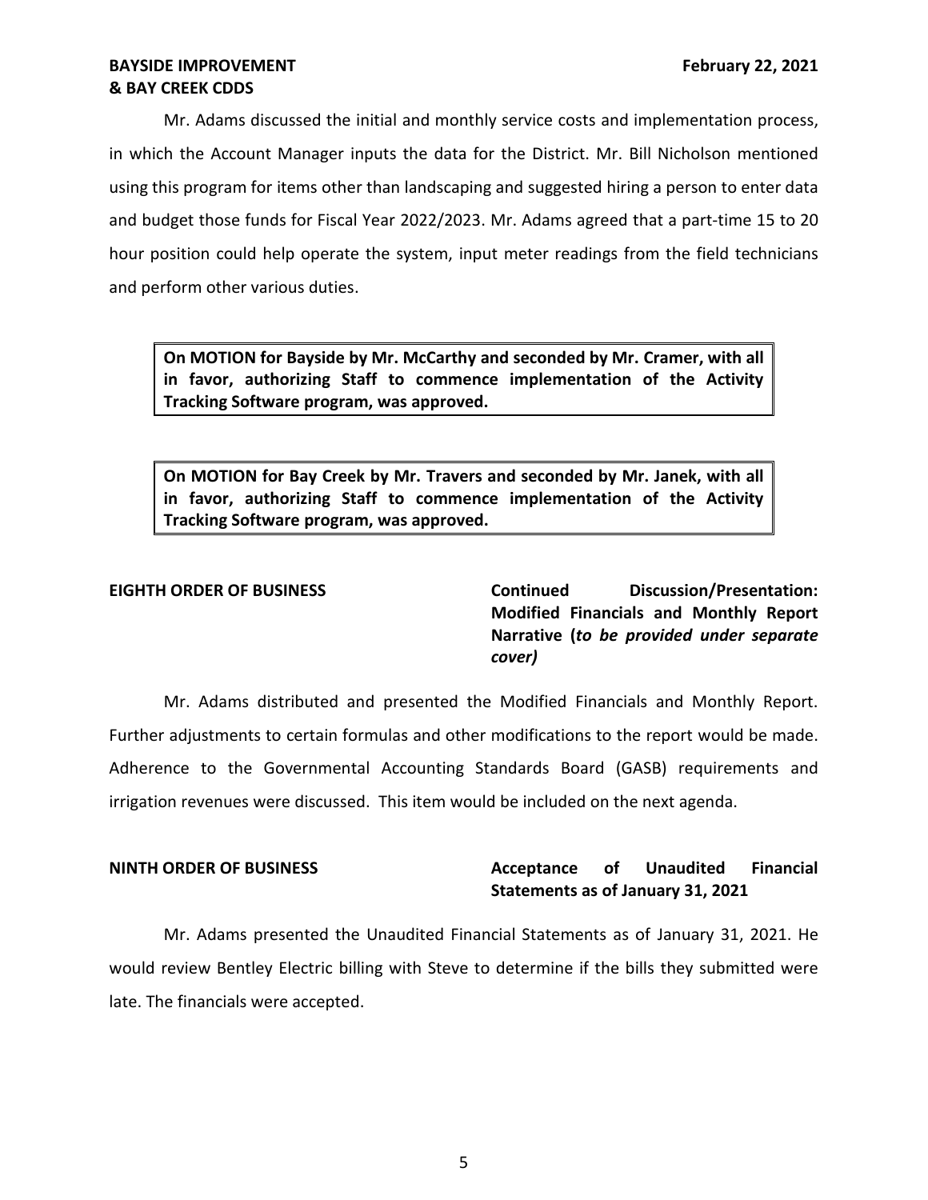Mr. Adams discussed the initial and monthly service costs and implementation process, in which the Account Manager inputs the data for the District. Mr. Bill Nicholson mentioned using this program for items other than landscaping and suggested hiring a person to enter data and budget those funds for Fiscal Year 2022/2023. Mr. Adams agreed that a part-time 15 to 20 hour position could help operate the system, input meter readings from the field technicians and perform other various duties.

> **On MOTION for Bayside by Mr. McCarthy and seconded by Mr. Cramer, with all in favor, authorizing Staff to commence implementation of the Activity Tracking Software program, was approved.**

> **On MOTION for Bay Creek by Mr. Travers and seconded by Mr. Janek, with all in favor, authorizing Staff to commence implementation of the Activity Tracking Software program, was approved.**

**EIGHTH ORDER OF BUSINESS** — **Continued Discussion/Presentation: Modified Financials and Monthly Report Narrative (*to be provided under separate cover)***

Mr. Adams distributed and presented the Modified Financials and Monthly Report. Further adjustments to certain formulas and other modifications to the report would be made. Adherence to the Governmental Accounting Standards Board (GASB) requirements and irrigation revenues were discussed. This item would be included on the next agenda.

**NINTH ORDER OF BUSINESS** — **Acceptance of Unaudited Financial Statements as of January 31, 2021**

Mr. Adams presented the Unaudited Financial Statements as of January 31, 2021. He would review Bentley Electric billing with Steve to determine if the bills they submitted were late. The financials were accepted.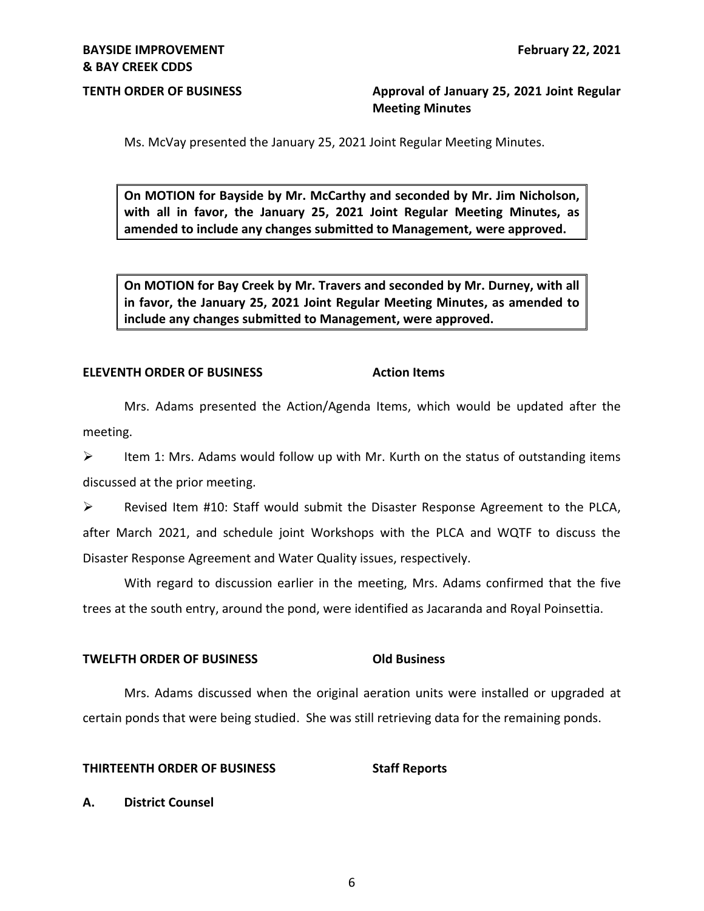**TENTH ORDER OF BUSINESS** **Approval of January 25, 2021 Joint Regular Meeting Minutes**

Ms. McVay presented the January 25, 2021 Joint Regular Meeting Minutes.

**On MOTION for Bayside by Mr. McCarthy and seconded by Mr. Jim Nicholson, with all in favor, the January 25, 2021 Joint Regular Meeting Minutes, as amended to include any changes submitted to Management, were approved.**

**On MOTION for Bay Creek by Mr. Travers and seconded by Mr. Durney, with all in favor, the January 25, 2021 Joint Regular Meeting Minutes, as amended to include any changes submitted to Management, were approved.**

**ELEVENTH ORDER OF BUSINESS** **Action Items**

Mrs. Adams presented the Action/Agenda Items, which would be updated after the meeting.

- Item 1: Mrs. Adams would follow up with Mr. Kurth on the status of outstanding items discussed at the prior meeting.
- Revised Item #10: Staff would submit the Disaster Response Agreement to the PLCA, after March 2021, and schedule joint Workshops with the PLCA and WQTF to discuss the Disaster Response Agreement and Water Quality issues, respectively.

With regard to discussion earlier in the meeting, Mrs. Adams confirmed that the five trees at the south entry, around the pond, were identified as Jacaranda and Royal Poinsettia.

**TWELFTH ORDER OF BUSINESS** **Old Business**

Mrs. Adams discussed when the original aeration units were installed or upgraded at certain ponds that were being studied. She was still retrieving data for the remaining ponds.

**THIRTEENTH ORDER OF BUSINESS** **Staff Reports**

**A. District Counsel**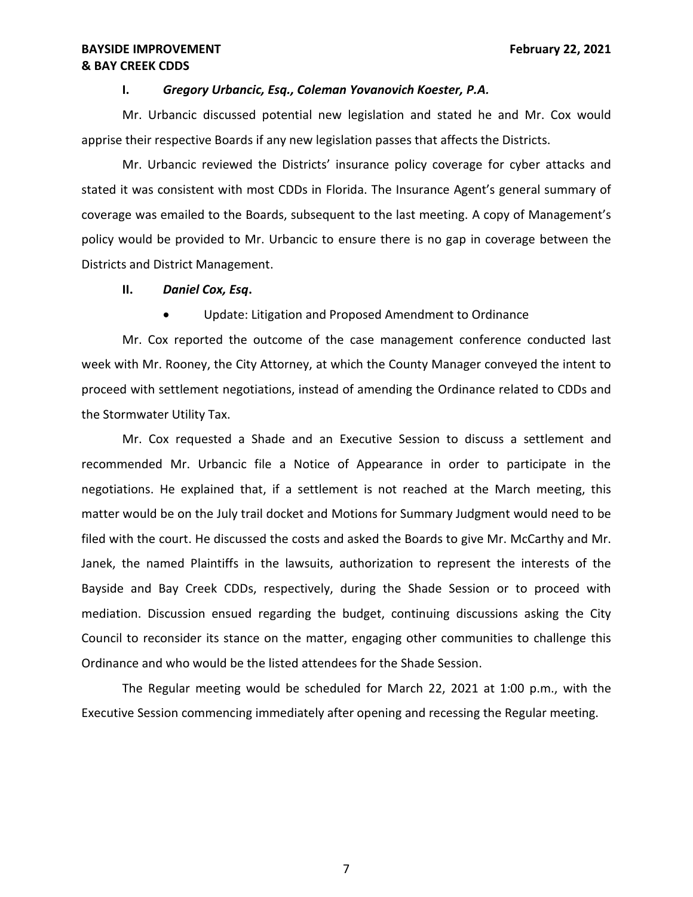### I. *Gregory Urbancic, Esq., Coleman Yovanovich Koester, P.A.*

Mr. Urbancic discussed potential new legislation and stated he and Mr. Cox would apprise their respective Boards if any new legislation passes that affects the Districts.

Mr. Urbancic reviewed the Districts' insurance policy coverage for cyber attacks and stated it was consistent with most CDDs in Florida. The Insurance Agent's general summary of coverage was emailed to the Boards, subsequent to the last meeting. A copy of Management's policy would be provided to Mr. Urbancic to ensure there is no gap in coverage between the Districts and District Management.

### II. *Daniel Cox, Esq.*

- Update: Litigation and Proposed Amendment to Ordinance

Mr. Cox reported the outcome of the case management conference conducted last week with Mr. Rooney, the City Attorney, at which the County Manager conveyed the intent to proceed with settlement negotiations, instead of amending the Ordinance related to CDDs and the Stormwater Utility Tax.

Mr. Cox requested a Shade and an Executive Session to discuss a settlement and recommended Mr. Urbancic file a Notice of Appearance in order to participate in the negotiations. He explained that, if a settlement is not reached at the March meeting, this matter would be on the July trail docket and Motions for Summary Judgment would need to be filed with the court. He discussed the costs and asked the Boards to give Mr. McCarthy and Mr. Janek, the named Plaintiffs in the lawsuits, authorization to represent the interests of the Bayside and Bay Creek CDDs, respectively, during the Shade Session or to proceed with mediation. Discussion ensued regarding the budget, continuing discussions asking the City Council to reconsider its stance on the matter, engaging other communities to challenge this Ordinance and who would be the listed attendees for the Shade Session.

The Regular meeting would be scheduled for March 22, 2021 at 1:00 p.m., with the Executive Session commencing immediately after opening and recessing the Regular meeting.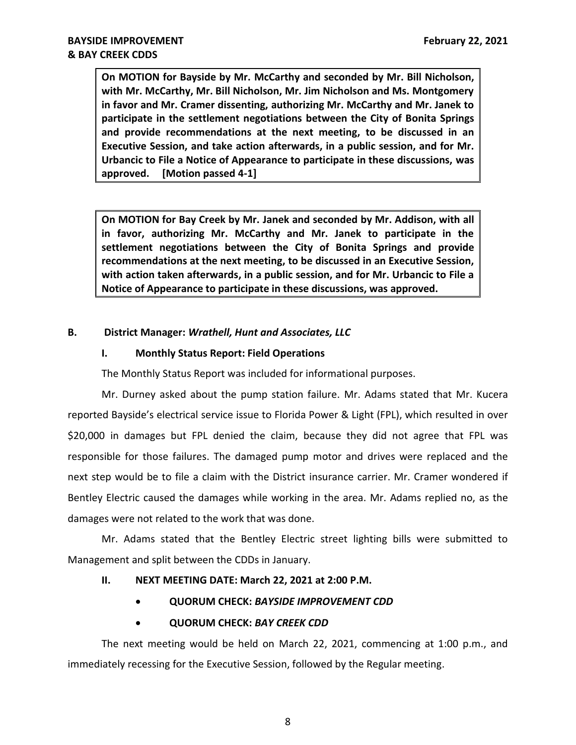**On MOTION for Bayside by Mr. McCarthy and seconded by Mr. Bill Nicholson, with Mr. McCarthy, Mr. Bill Nicholson, Mr. Jim Nicholson and Ms. Montgomery in favor and Mr. Cramer dissenting, authorizing Mr. McCarthy and Mr. Janek to participate in the settlement negotiations between the City of Bonita Springs and provide recommendations at the next meeting, to be discussed in an Executive Session, and take action afterwards, in a public session, and for Mr. Urbancic to File a Notice of Appearance to participate in these discussions, was approved. [Motion passed 4-1]**

**On MOTION for Bay Creek by Mr. Janek and seconded by Mr. Addison, with all in favor, authorizing Mr. McCarthy and Mr. Janek to participate in the settlement negotiations between the City of Bonita Springs and provide recommendations at the next meeting, to be discussed in an Executive Session, with action taken afterwards, in a public session, and for Mr. Urbancic to File a Notice of Appearance to participate in these discussions, was approved.**

**B. District Manager: *Wrathell, Hunt and Associates, LLC***

**I. Monthly Status Report: Field Operations**

The Monthly Status Report was included for informational purposes.

Mr. Durney asked about the pump station failure. Mr. Adams stated that Mr. Kucera reported Bayside's electrical service issue to Florida Power & Light (FPL), which resulted in over $20,000 in damages but FPL denied the claim, because they did not agree that FPL was responsible for those failures. The damaged pump motor and drives were replaced and the next step would be to file a claim with the District insurance carrier. Mr. Cramer wondered if Bentley Electric caused the damages while working in the area. Mr. Adams replied no, as the damages were not related to the work that was done.

Mr. Adams stated that the Bentley Electric street lighting bills were submitted to Management and split between the CDDs in January.

**II. NEXT MEETING DATE: March 22, 2021 at 2:00 P.M.**

- **QUORUM CHECK: *BAYSIDE IMPROVEMENT CDD***
- **QUORUM CHECK: *BAY CREEK CDD***

The next meeting would be held on March 22, 2021, commencing at 1:00 p.m., and immediately recessing for the Executive Session, followed by the Regular meeting.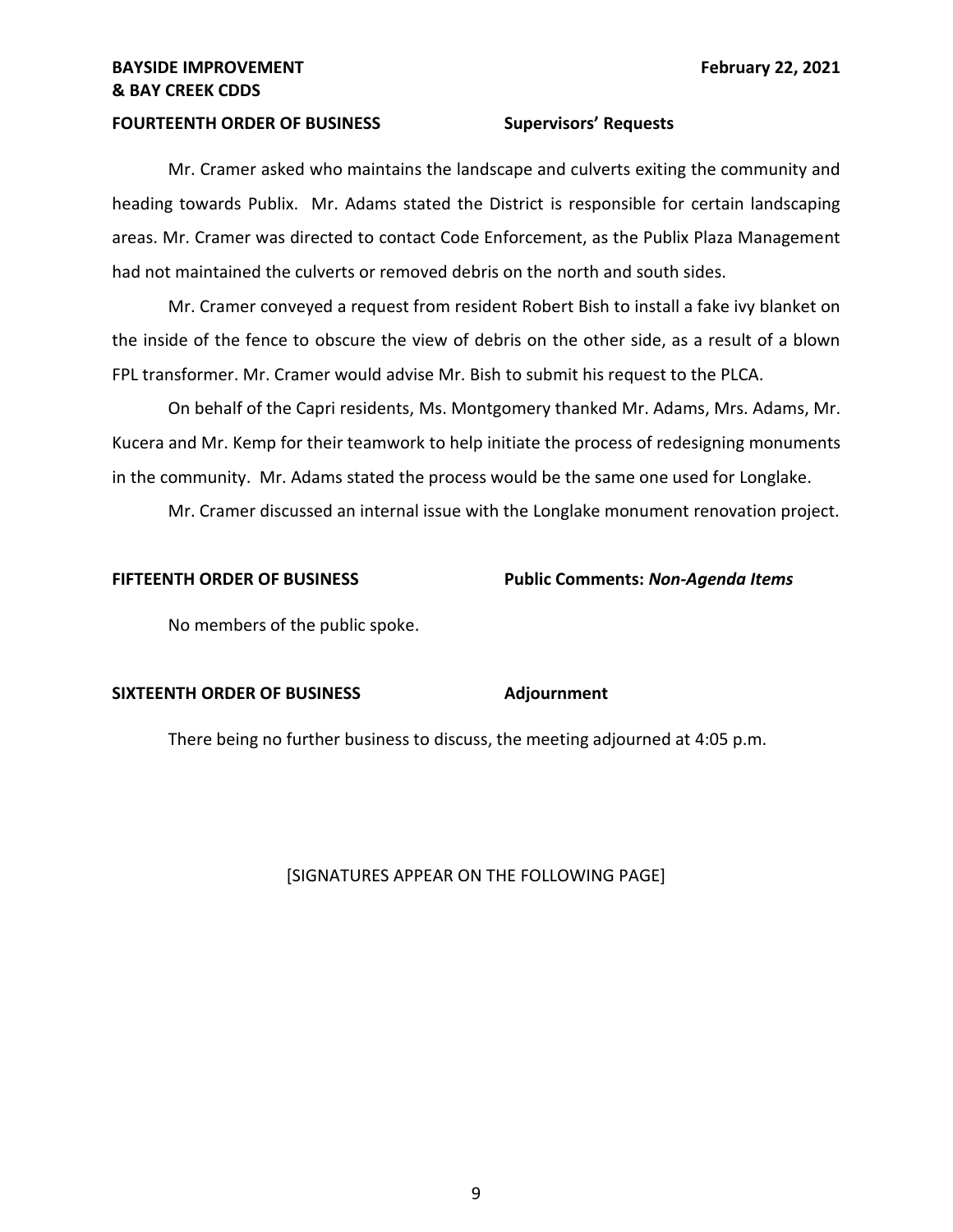## FOURTEENTH ORDER OF BUSINESS Supervisors' Requests

Mr. Cramer asked who maintains the landscape and culverts exiting the community and heading towards Publix. Mr. Adams stated the District is responsible for certain landscaping areas. Mr. Cramer was directed to contact Code Enforcement, as the Publix Plaza Management had not maintained the culverts or removed debris on the north and south sides.

Mr. Cramer conveyed a request from resident Robert Bish to install a fake ivy blanket on the inside of the fence to obscure the view of debris on the other side, as a result of a blown FPL transformer. Mr. Cramer would advise Mr. Bish to submit his request to the PLCA.

On behalf of the Capri residents, Ms. Montgomery thanked Mr. Adams, Mrs. Adams, Mr. Kucera and Mr. Kemp for their teamwork to help initiate the process of redesigning monuments in the community. Mr. Adams stated the process would be the same one used for Longlake.

Mr. Cramer discussed an internal issue with the Longlake monument renovation project.

## FIFTEENTH ORDER OF BUSINESS Public Comments: *Non-Agenda Items*

No members of the public spoke.

## SIXTEENTH ORDER OF BUSINESS Adjournment

There being no further business to discuss, the meeting adjourned at 4:05 p.m.

[SIGNATURES APPEAR ON THE FOLLOWING PAGE]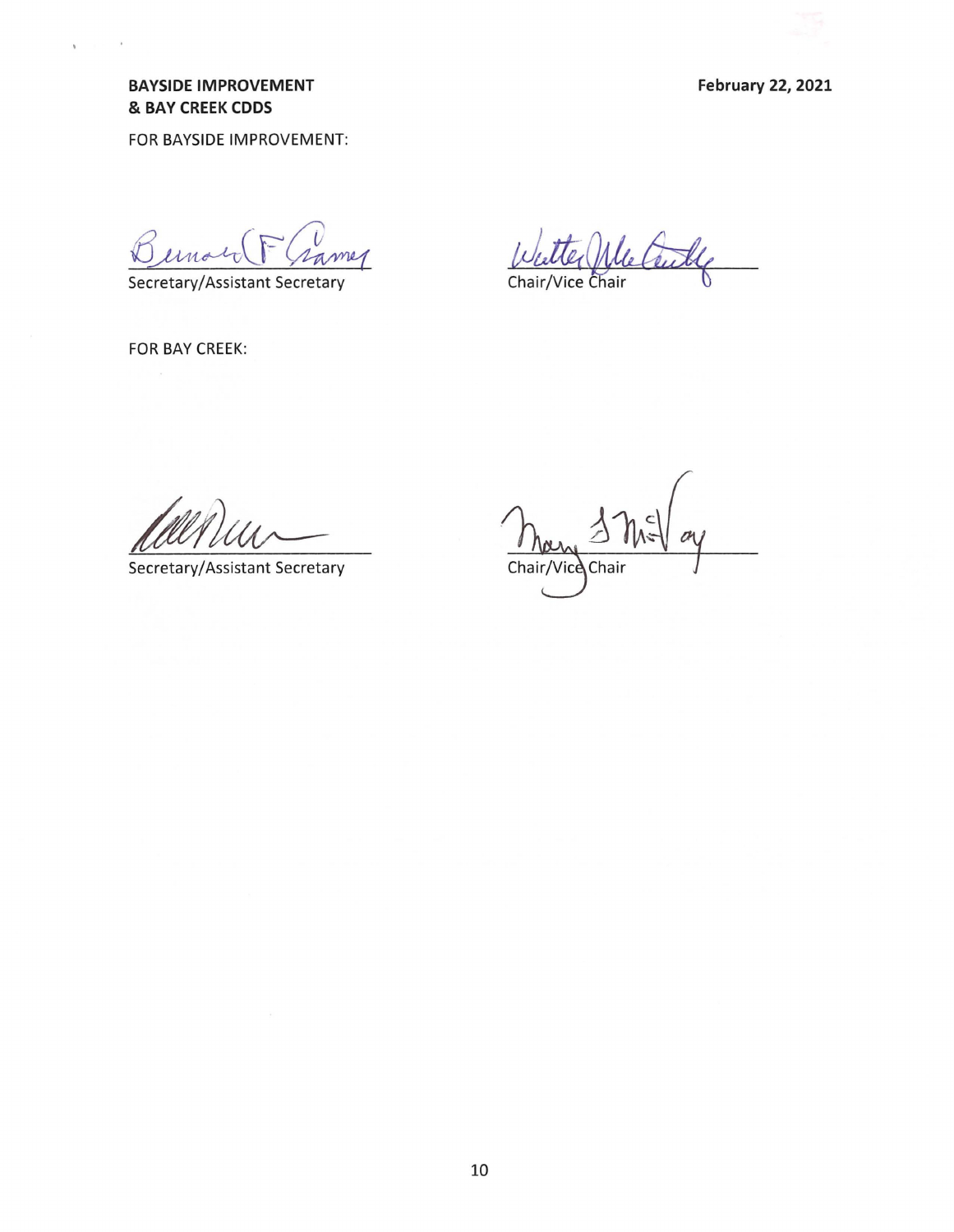**BAYSIDE IMPROVEMENT & BAY CREEK CDDS**

**February 22, 2021**

FOR BAYSIDE IMPROVEMENT:

______________________________
Secretary/Assistant Secretary

______________________________
Chair/Vice Chair

FOR BAY CREEK:

______________________________
Secretary/Assistant Secretary

______________________________
Chair/Vice Chair